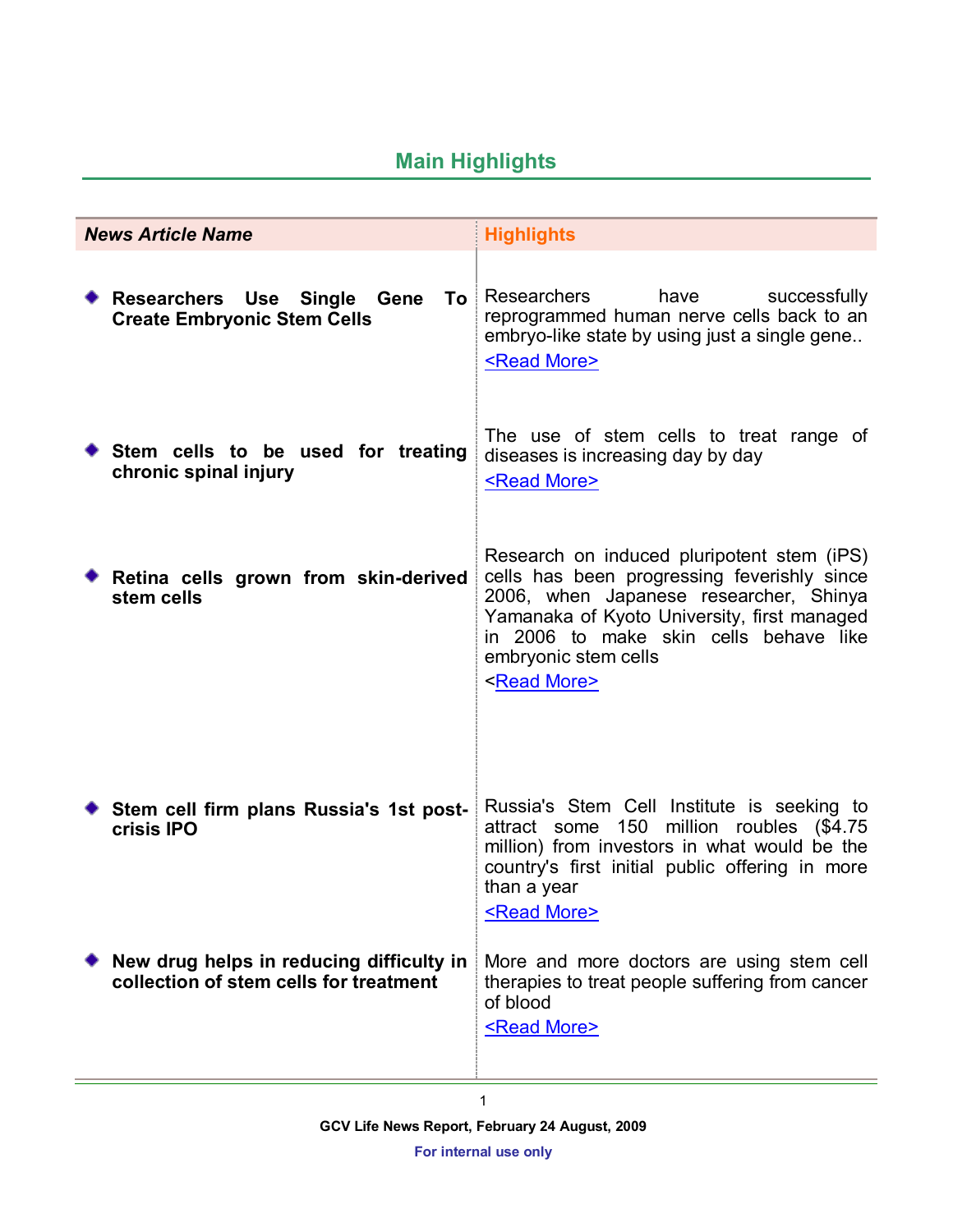## Main Highlights

| *News Article Name* | Highlights |
|---|---|
| **Researchers Use Single Gene To Create Embryonic Stem Cells** | Researchers have successfully reprogrammed human nerve cells back to an embryo-like state by using just a single gene.. <Read More> |
| **Stem cells to be used for treating chronic spinal injury** | The use of stem cells to treat range of diseases is increasing day by day <Read More> |
| **Retina cells grown from skin-derived stem cells** | Research on induced pluripotent stem (iPS) cells has been progressing feverishly since 2006, when Japanese researcher, Shinya Yamanaka of Kyoto University, first managed in 2006 to make skin cells behave like embryonic stem cells <Read More> |
| **Stem cell firm plans Russia's 1st post-crisis IPO** | Russia's Stem Cell Institute is seeking to attract some 150 million roubles ($4.75 million) from investors in what would be the country's first initial public offering in more than a year <Read More> |
| **New drug helps in reducing difficulty in collection of stem cells for treatment** | More and more doctors are using stem cell therapies to treat people suffering from cancer of blood <Read More> |

GCV Life News Report, February 24 August, 2009

For internal use only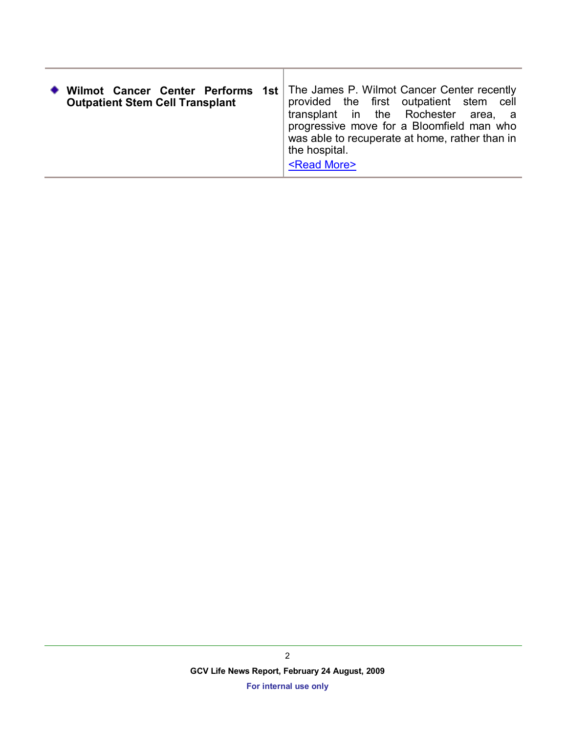| | |
|---|---|
| ◆ **Wilmot Cancer Center Performs 1st Outpatient Stem Cell Transplant** | The James P. Wilmot Cancer Center recently provided the first outpatient stem cell transplant in the Rochester area, a progressive move for a Bloomfield man who was able to recuperate at home, rather than in the hospital. <Read More> |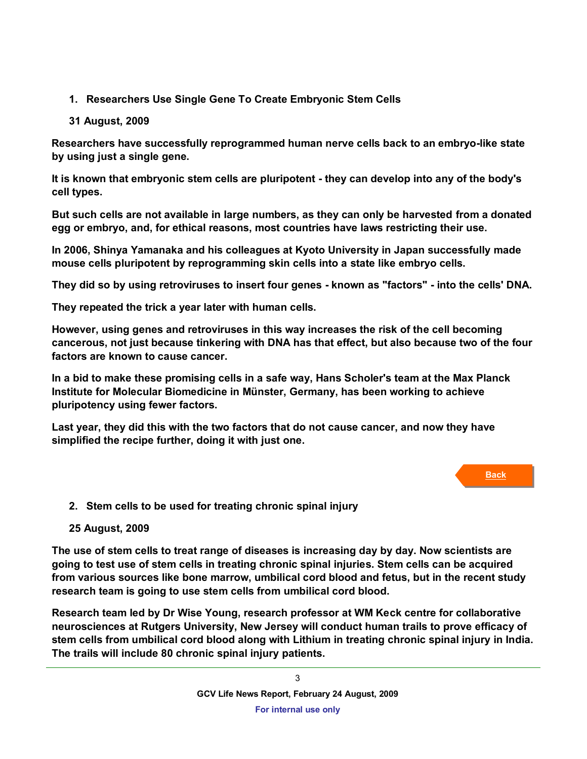1. **Researchers Use Single Gene To Create Embryonic Stem Cells**

   **31 August, 2009**

**Researchers have successfully reprogrammed human nerve cells back to an embryo-like state by using just a single gene.**

**It is known that embryonic stem cells are pluripotent - they can develop into any of the body's cell types.**

**But such cells are not available in large numbers, as they can only be harvested from a donated egg or embryo, and, for ethical reasons, most countries have laws restricting their use.**

**In 2006, Shinya Yamanaka and his colleagues at Kyoto University in Japan successfully made mouse cells pluripotent by reprogramming skin cells into a state like embryo cells.**

**They did so by using retroviruses to insert four genes - known as "factors" - into the cells' DNA.**

**They repeated the trick a year later with human cells.**

**However, using genes and retroviruses in this way increases the risk of the cell becoming cancerous, not just because tinkering with DNA has that effect, but also because two of the four factors are known to cause cancer.**

**In a bid to make these promising cells in a safe way, Hans Scholer's team at the Max Planck Institute for Molecular Biomedicine in Münster, Germany, has been working to achieve pluripotency using fewer factors.**

**Last year, they did this with the two factors that do not cause cancer, and now they have simplified the recipe further, doing it with just one.**

Back

2. **Stem cells to be used for treating chronic spinal injury**

   **25 August, 2009**

**The use of stem cells to treat range of diseases is increasing day by day. Now scientists are going to test use of stem cells in treating chronic spinal injuries. Stem cells can be acquired from various sources like bone marrow, umbilical cord blood and fetus, but in the recent study research team is going to use stem cells from umbilical cord blood.**

**Research team led by Dr Wise Young, research professor at WM Keck centre for collaborative neurosciences at Rutgers University, New Jersey will conduct human trails to prove efficacy of stem cells from umbilical cord blood along with Lithium in treating chronic spinal injury in India. The trails will include 80 chronic spinal injury patients.**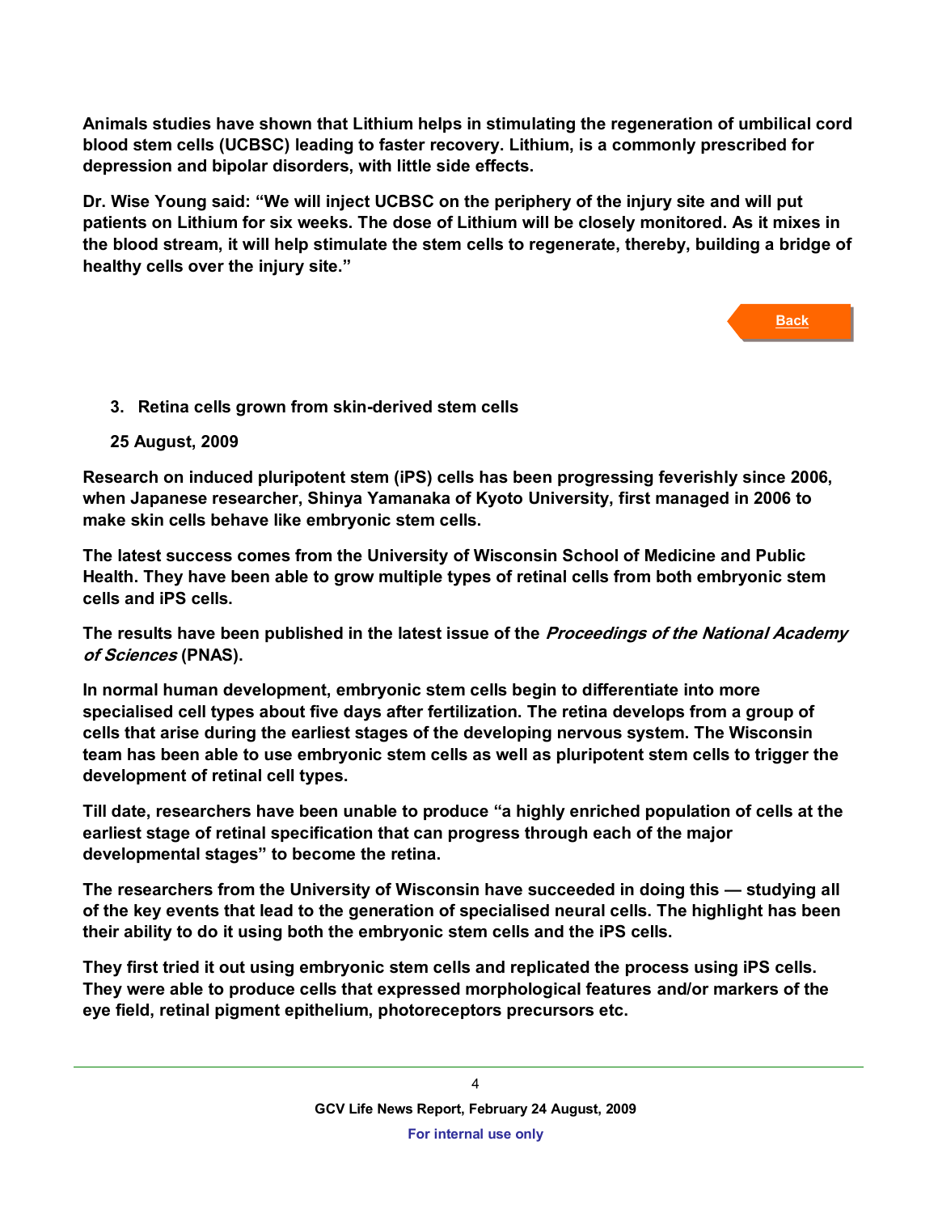**Animals studies have shown that Lithium helps in stimulating the regeneration of umbilical cord blood stem cells (UCBSC) leading to faster recovery. Lithium, is a commonly prescribed for depression and bipolar disorders, with little side effects.**

**Dr. Wise Young said: "We will inject UCBSC on the periphery of the injury site and will put patients on Lithium for six weeks. The dose of Lithium will be closely monitored. As it mixes in the blood stream, it will help stimulate the stem cells to regenerate, thereby, building a bridge of healthy cells over the injury site."**

Back

3. **Retina cells grown from skin-derived stem cells**

**25 August, 2009**

**Research on induced pluripotent stem (iPS) cells has been progressing feverishly since 2006, when Japanese researcher, Shinya Yamanaka of Kyoto University, first managed in 2006 to make skin cells behave like embryonic stem cells.**

**The latest success comes from the University of Wisconsin School of Medicine and Public Health. They have been able to grow multiple types of retinal cells from both embryonic stem cells and iPS cells.**

**The results have been published in the latest issue of the *Proceedings of the National Academy of Sciences* (PNAS).**

**In normal human development, embryonic stem cells begin to differentiate into more specialised cell types about five days after fertilization. The retina develops from a group of cells that arise during the earliest stages of the developing nervous system. The Wisconsin team has been able to use embryonic stem cells as well as pluripotent stem cells to trigger the development of retinal cell types.**

**Till date, researchers have been unable to produce "a highly enriched population of cells at the earliest stage of retinal specification that can progress through each of the major developmental stages" to become the retina.**

**The researchers from the University of Wisconsin have succeeded in doing this — studying all of the key events that lead to the generation of specialised neural cells. The highlight has been their ability to do it using both the embryonic stem cells and the iPS cells.**

**They first tried it out using embryonic stem cells and replicated the process using iPS cells. They were able to produce cells that expressed morphological features and/or markers of the eye field, retinal pigment epithelium, photoreceptors precursors etc.**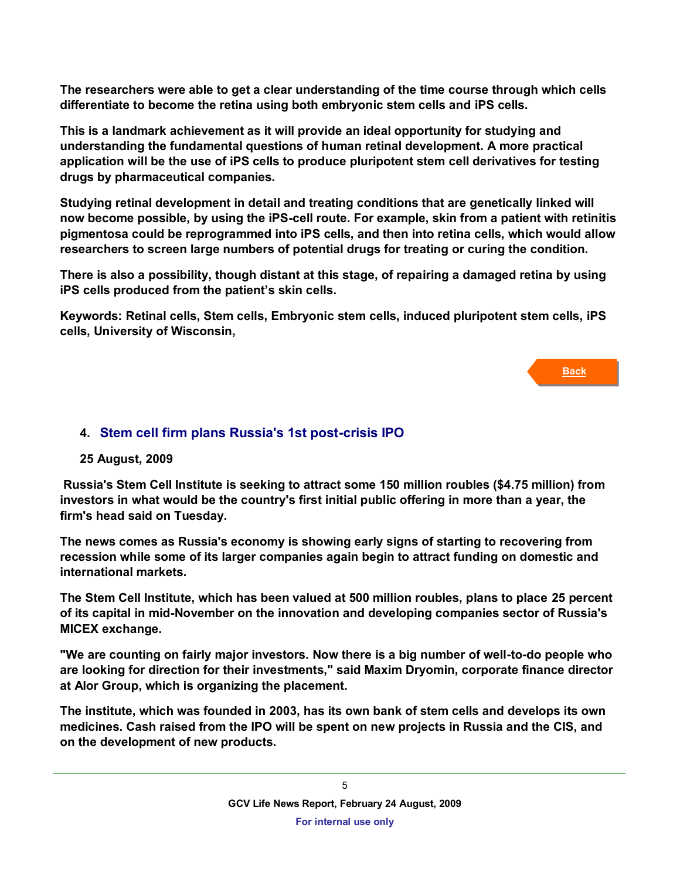**The researchers were able to get a clear understanding of the time course through which cells differentiate to become the retina using both embryonic stem cells and iPS cells.**

**This is a landmark achievement as it will provide an ideal opportunity for studying and understanding the fundamental questions of human retinal development. A more practical application will be the use of iPS cells to produce pluripotent stem cell derivatives for testing drugs by pharmaceutical companies.**

**Studying retinal development in detail and treating conditions that are genetically linked will now become possible, by using the iPS-cell route. For example, skin from a patient with retinitis pigmentosa could be reprogrammed into iPS cells, and then into retina cells, which would allow researchers to screen large numbers of potential drugs for treating or curing the condition.**

**There is also a possibility, though distant at this stage, of repairing a damaged retina by using iPS cells produced from the patient's skin cells.**

**Keywords: Retinal cells, Stem cells, Embryonic stem cells, induced pluripotent stem cells, iPS cells, University of Wisconsin,**

Back

## 4. Stem cell firm plans Russia's 1st post-crisis IPO

**25 August, 2009**

**Russia's Stem Cell Institute is seeking to attract some 150 million roubles ($4.75 million) from investors in what would be the country's first initial public offering in more than a year, the firm's head said on Tuesday.**

**The news comes as Russia's economy is showing early signs of starting to recovering from recession while some of its larger companies again begin to attract funding on domestic and international markets.**

**The Stem Cell Institute, which has been valued at 500 million roubles, plans to place 25 percent of its capital in mid-November on the innovation and developing companies sector of Russia's MICEX exchange.**

**"We are counting on fairly major investors. Now there is a big number of well-to-do people who are looking for direction for their investments," said Maxim Dryomin, corporate finance director at Alor Group, which is organizing the placement.**

**The institute, which was founded in 2003, has its own bank of stem cells and develops its own medicines. Cash raised from the IPO will be spent on new projects in Russia and the CIS, and on the development of new products.**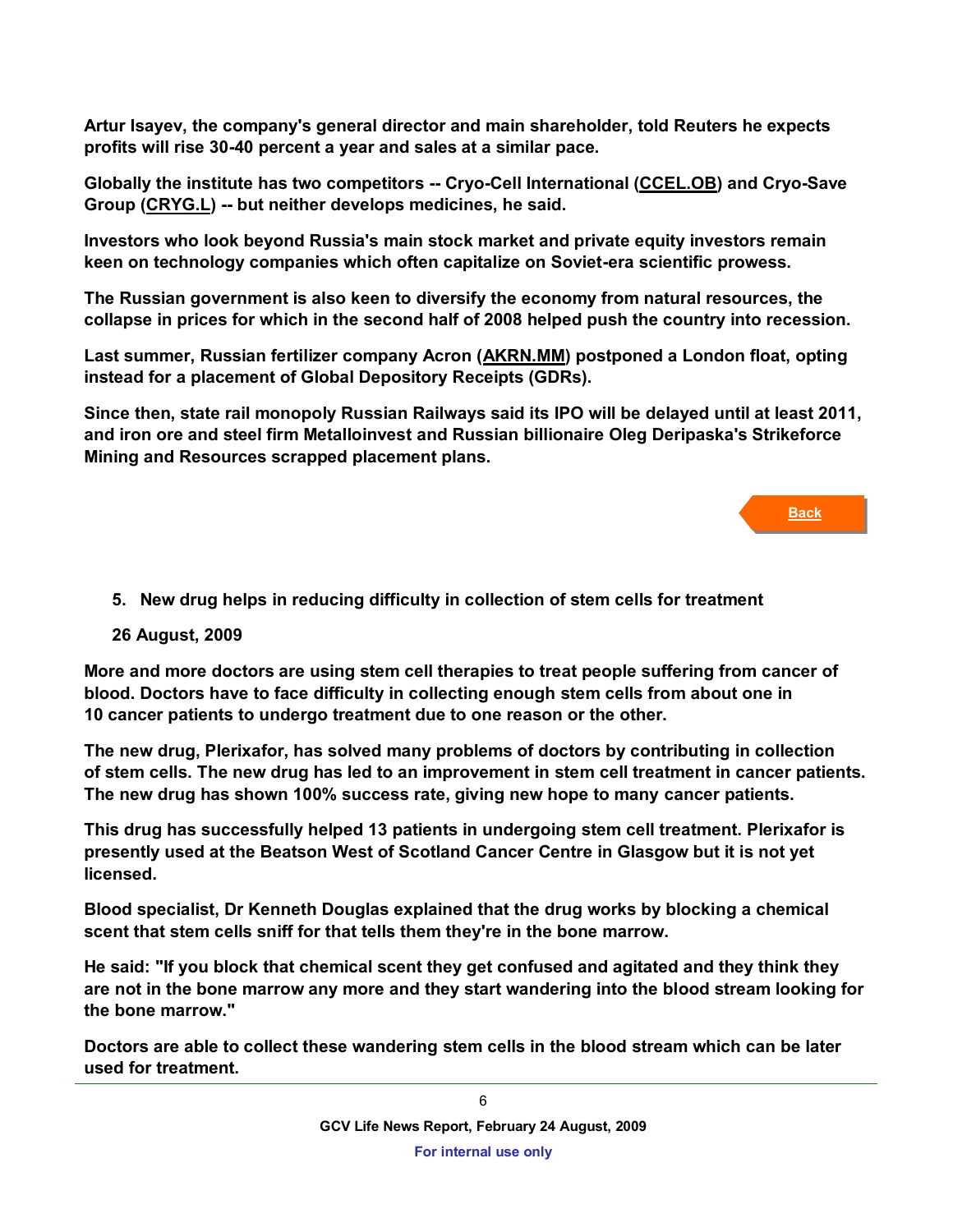**Artur Isayev, the company's general director and main shareholder, told Reuters he expects profits will rise 30-40 percent a year and sales at a similar pace.**

**Globally the institute has two competitors -- Cryo-Cell International (CCEL.OB) and Cryo-Save Group (CRYG.L) -- but neither develops medicines, he said.**

**Investors who look beyond Russia's main stock market and private equity investors remain keen on technology companies which often capitalize on Soviet-era scientific prowess.**

**The Russian government is also keen to diversify the economy from natural resources, the collapse in prices for which in the second half of 2008 helped push the country into recession.**

**Last summer, Russian fertilizer company Acron (AKRN.MM) postponed a London float, opting instead for a placement of Global Depository Receipts (GDRs).**

**Since then, state rail monopoly Russian Railways said its IPO will be delayed until at least 2011, and iron ore and steel firm Metalloinvest and Russian billionaire Oleg Deripaska's Strikeforce Mining and Resources scrapped placement plans.**

Back

5. **New drug helps in reducing difficulty in collection of stem cells for treatment**

**26 August, 2009**

**More and more doctors are using stem cell therapies to treat people suffering from cancer of blood. Doctors have to face difficulty in collecting enough stem cells from about one in 10 cancer patients to undergo treatment due to one reason or the other.**

**The new drug, Plerixafor, has solved many problems of doctors by contributing in collection of stem cells. The new drug has led to an improvement in stem cell treatment in cancer patients. The new drug has shown 100% success rate, giving new hope to many cancer patients.**

**This drug has successfully helped 13 patients in undergoing stem cell treatment. Plerixafor is presently used at the Beatson West of Scotland Cancer Centre in Glasgow but it is not yet licensed.**

**Blood specialist, Dr Kenneth Douglas explained that the drug works by blocking a chemical scent that stem cells sniff for that tells them they're in the bone marrow.**

**He said: "If you block that chemical scent they get confused and agitated and they think they are not in the bone marrow any more and they start wandering into the blood stream looking for the bone marrow."**

**Doctors are able to collect these wandering stem cells in the blood stream which can be later used for treatment.**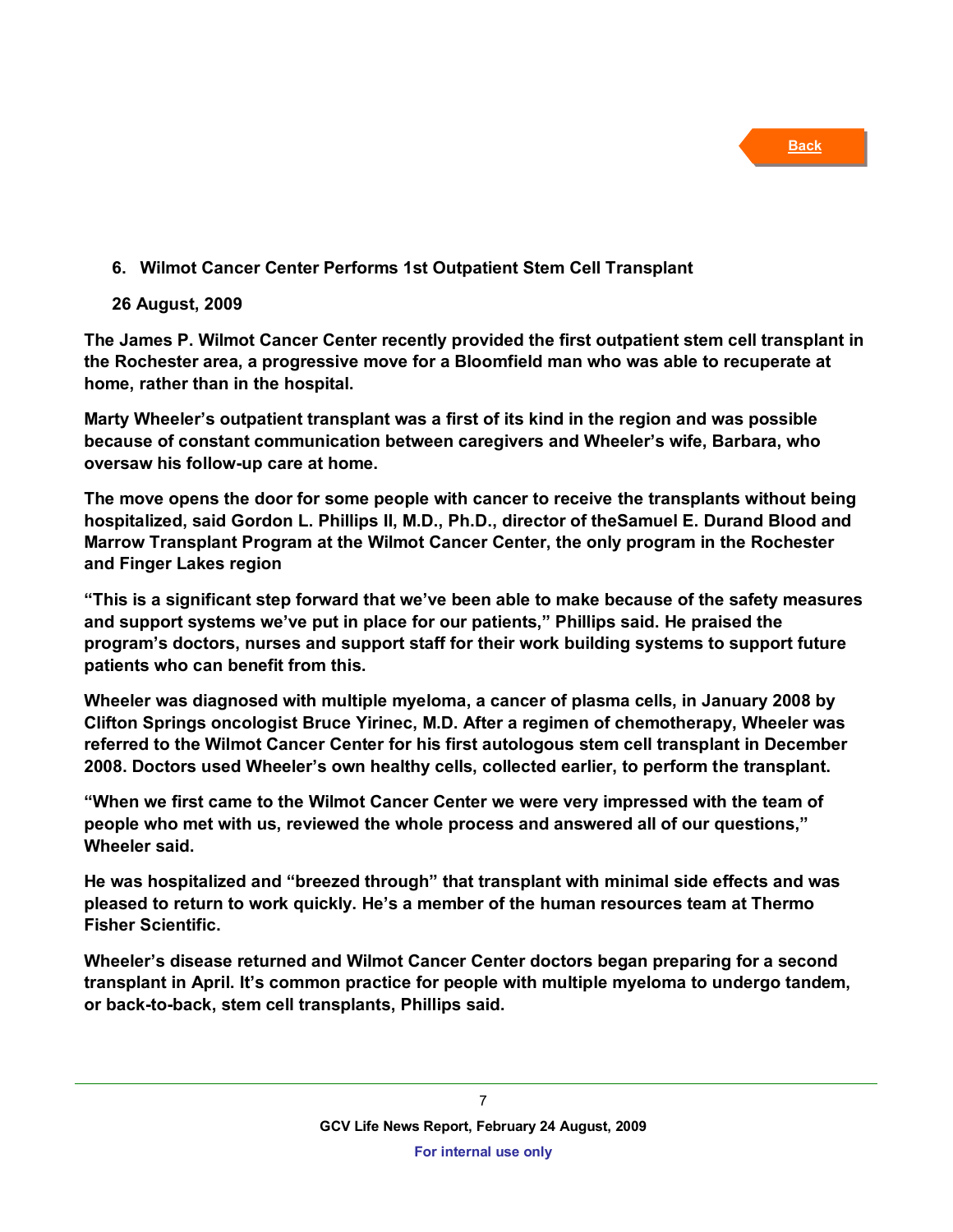Back

## 6. Wilmot Cancer Center Performs 1st Outpatient Stem Cell Transplant

**26 August, 2009**

**The James P. Wilmot Cancer Center recently provided the first outpatient stem cell transplant in the Rochester area, a progressive move for a Bloomfield man who was able to recuperate at home, rather than in the hospital.**

**Marty Wheeler's outpatient transplant was a first of its kind in the region and was possible because of constant communication between caregivers and Wheeler's wife, Barbara, who oversaw his follow-up care at home.**

**The move opens the door for some people with cancer to receive the transplants without being hospitalized, said Gordon L. Phillips II, M.D., Ph.D., director of theSamuel E. Durand Blood and Marrow Transplant Program at the Wilmot Cancer Center, the only program in the Rochester and Finger Lakes region**

**"This is a significant step forward that we've been able to make because of the safety measures and support systems we've put in place for our patients," Phillips said. He praised the program's doctors, nurses and support staff for their work building systems to support future patients who can benefit from this.**

**Wheeler was diagnosed with multiple myeloma, a cancer of plasma cells, in January 2008 by Clifton Springs oncologist Bruce Yirinec, M.D. After a regimen of chemotherapy, Wheeler was referred to the Wilmot Cancer Center for his first autologous stem cell transplant in December 2008. Doctors used Wheeler's own healthy cells, collected earlier, to perform the transplant.**

**"When we first came to the Wilmot Cancer Center we were very impressed with the team of people who met with us, reviewed the whole process and answered all of our questions," Wheeler said.**

**He was hospitalized and "breezed through" that transplant with minimal side effects and was pleased to return to work quickly. He's a member of the human resources team at Thermo Fisher Scientific.**

**Wheeler's disease returned and Wilmot Cancer Center doctors began preparing for a second transplant in April. It's common practice for people with multiple myeloma to undergo tandem, or back-to-back, stem cell transplants, Phillips said.**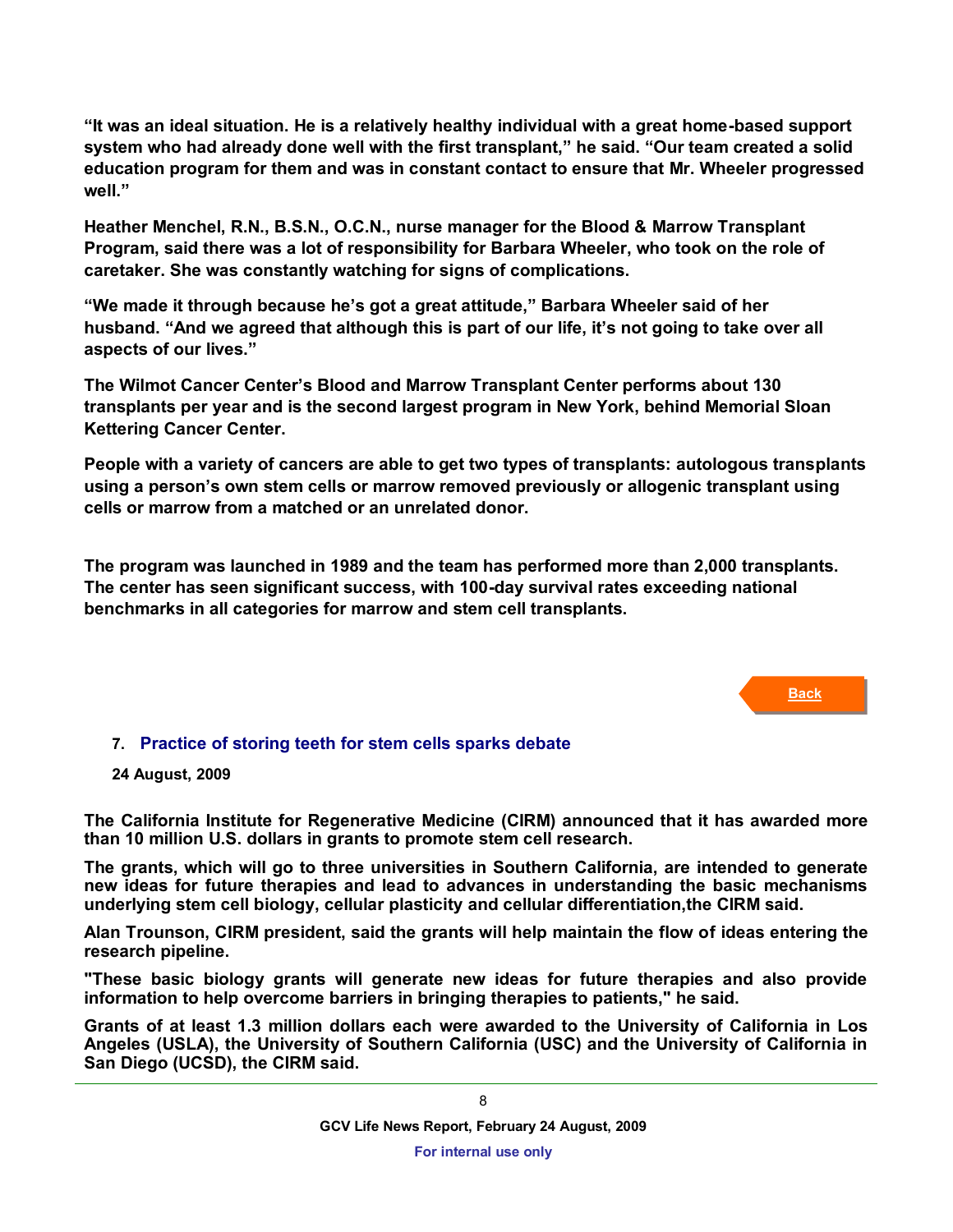**"It was an ideal situation. He is a relatively healthy individual with a great home-based support system who had already done well with the first transplant," he said. "Our team created a solid education program for them and was in constant contact to ensure that Mr. Wheeler progressed well."**

**Heather Menchel, R.N., B.S.N., O.C.N., nurse manager for the Blood & Marrow Transplant Program, said there was a lot of responsibility for Barbara Wheeler, who took on the role of caretaker. She was constantly watching for signs of complications.**

**"We made it through because he's got a great attitude," Barbara Wheeler said of her husband. "And we agreed that although this is part of our life, it's not going to take over all aspects of our lives."**

**The Wilmot Cancer Center's Blood and Marrow Transplant Center performs about 130 transplants per year and is the second largest program in New York, behind Memorial Sloan Kettering Cancer Center.**

**People with a variety of cancers are able to get two types of transplants: autologous transplants using a person's own stem cells or marrow removed previously or allogenic transplant using cells or marrow from a matched or an unrelated donor.**

**The program was launched in 1989 and the team has performed more than 2,000 transplants. The center has seen significant success, with 100-day survival rates exceeding national benchmarks in all categories for marrow and stem cell transplants.**

Back

## 7. Practice of storing teeth for stem cells sparks debate

**24 August, 2009**

**The California Institute for Regenerative Medicine (CIRM) announced that it has awarded more than 10 million U.S. dollars in grants to promote stem cell research.**

**The grants, which will go to three universities in Southern California, are intended to generate new ideas for future therapies and lead to advances in understanding the basic mechanisms underlying stem cell biology, cellular plasticity and cellular differentiation,the CIRM said.**

**Alan Trounson, CIRM president, said the grants will help maintain the flow of ideas entering the research pipeline.**

**"These basic biology grants will generate new ideas for future therapies and also provide information to help overcome barriers in bringing therapies to patients," he said.**

**Grants of at least 1.3 million dollars each were awarded to the University of California in Los Angeles (USLA), the University of Southern California (USC) and the University of California in San Diego (UCSD), the CIRM said.**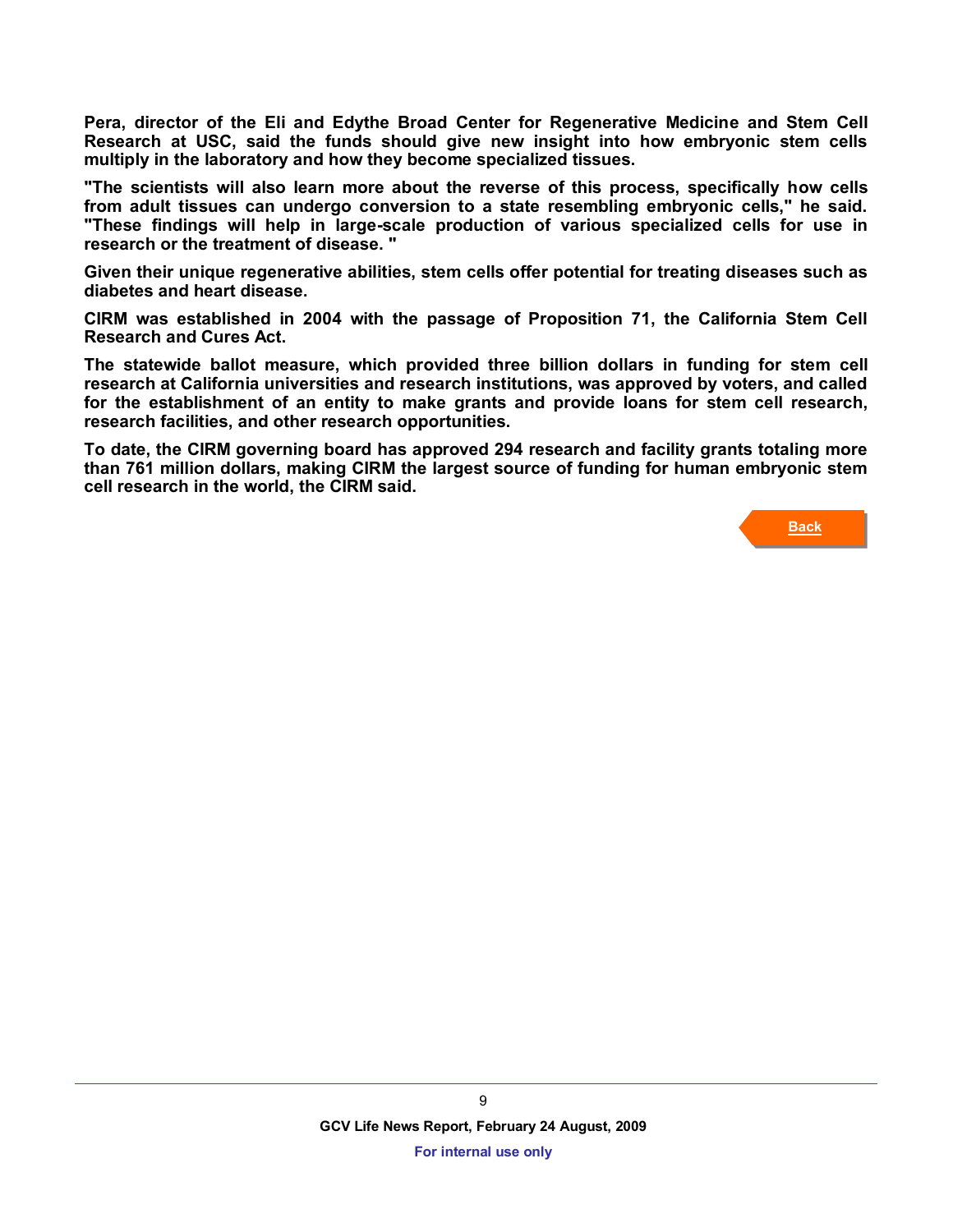**Pera, director of the Eli and Edythe Broad Center for Regenerative Medicine and Stem Cell Research at USC, said the funds should give new insight into how embryonic stem cells multiply in the laboratory and how they become specialized tissues.**

**"The scientists will also learn more about the reverse of this process, specifically how cells from adult tissues can undergo conversion to a state resembling embryonic cells," he said. "These findings will help in large-scale production of various specialized cells for use in research or the treatment of disease. "**

**Given their unique regenerative abilities, stem cells offer potential for treating diseases such as diabetes and heart disease.**

**CIRM was established in 2004 with the passage of Proposition 71, the California Stem Cell Research and Cures Act.**

**The statewide ballot measure, which provided three billion dollars in funding for stem cell research at California universities and research institutions, was approved by voters, and called for the establishment of an entity to make grants and provide loans for stem cell research, research facilities, and other research opportunities.**

**To date, the CIRM governing board has approved 294 research and facility grants totaling more than 761 million dollars, making CIRM the largest source of funding for human embryonic stem cell research in the world, the CIRM said.**

Back

**GCV Life News Report, February 24 August, 2009**

**For internal use only**